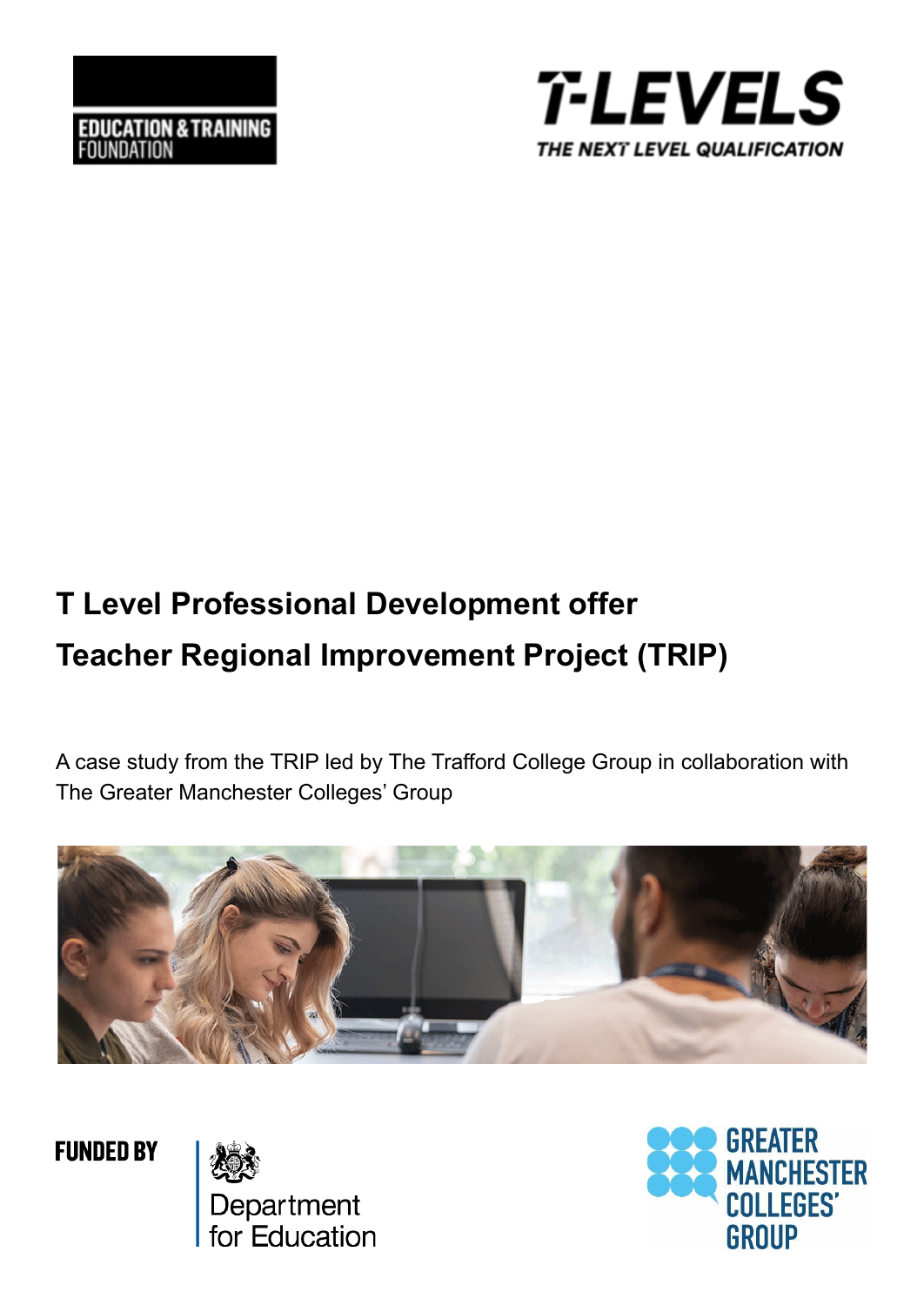# T Level Professional Development offer

# Teacher Regional Improvement Project (TRIP)

A case study from the TRIP led by The Trafford College Group in collaboration with The Greater Manchester Colleges' Group

FUNDED BY Department for Education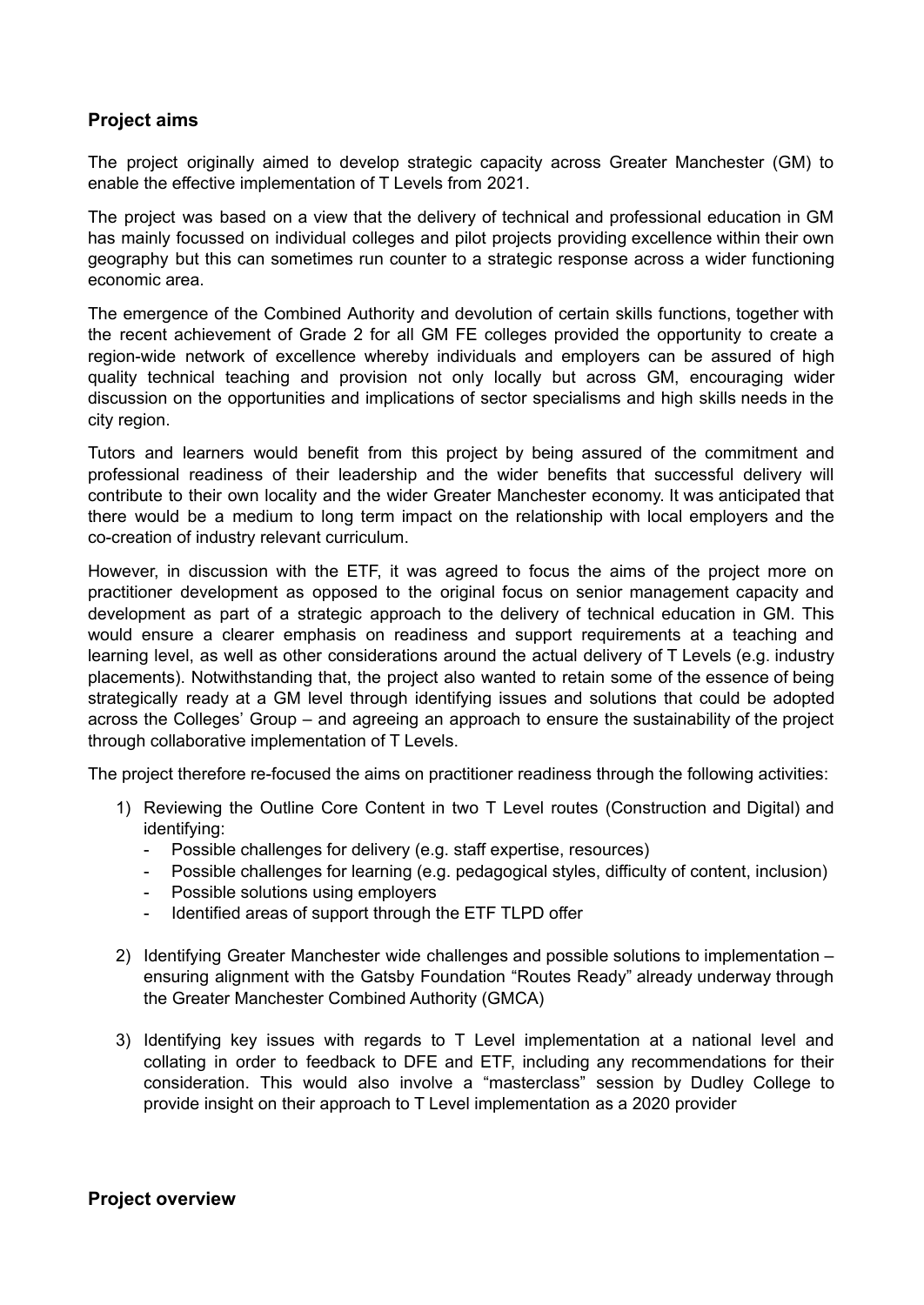## Project aims

The project originally aimed to develop strategic capacity across Greater Manchester (GM) to enable the effective implementation of T Levels from 2021.

The project was based on a view that the delivery of technical and professional education in GM has mainly focussed on individual colleges and pilot projects providing excellence within their own geography but this can sometimes run counter to a strategic response across a wider functioning economic area.

The emergence of the Combined Authority and devolution of certain skills functions, together with the recent achievement of Grade 2 for all GM FE colleges provided the opportunity to create a region-wide network of excellence whereby individuals and employers can be assured of high quality technical teaching and provision not only locally but across GM, encouraging wider discussion on the opportunities and implications of sector specialisms and high skills needs in the city region.

Tutors and learners would benefit from this project by being assured of the commitment and professional readiness of their leadership and the wider benefits that successful delivery will contribute to their own locality and the wider Greater Manchester economy. It was anticipated that there would be a medium to long term impact on the relationship with local employers and the co-creation of industry relevant curriculum.

However, in discussion with the ETF, it was agreed to focus the aims of the project more on practitioner development as opposed to the original focus on senior management capacity and development as part of a strategic approach to the delivery of technical education in GM. This would ensure a clearer emphasis on readiness and support requirements at a teaching and learning level, as well as other considerations around the actual delivery of T Levels (e.g. industry placements). Notwithstanding that, the project also wanted to retain some of the essence of being strategically ready at a GM level through identifying issues and solutions that could be adopted across the Colleges' Group – and agreeing an approach to ensure the sustainability of the project through collaborative implementation of T Levels.

The project therefore re-focused the aims on practitioner readiness through the following activities:

1) Reviewing the Outline Core Content in two T Level routes (Construction and Digital) and identifying:
   - Possible challenges for delivery (e.g. staff expertise, resources)
   - Possible challenges for learning (e.g. pedagogical styles, difficulty of content, inclusion)
   - Possible solutions using employers
   - Identified areas of support through the ETF TLPD offer

2) Identifying Greater Manchester wide challenges and possible solutions to implementation – ensuring alignment with the Gatsby Foundation "Routes Ready" already underway through the Greater Manchester Combined Authority (GMCA)

3) Identifying key issues with regards to T Level implementation at a national level and collating in order to feedback to DFE and ETF, including any recommendations for their consideration. This would also involve a "masterclass" session by Dudley College to provide insight on their approach to T Level implementation as a 2020 provider

## Project overview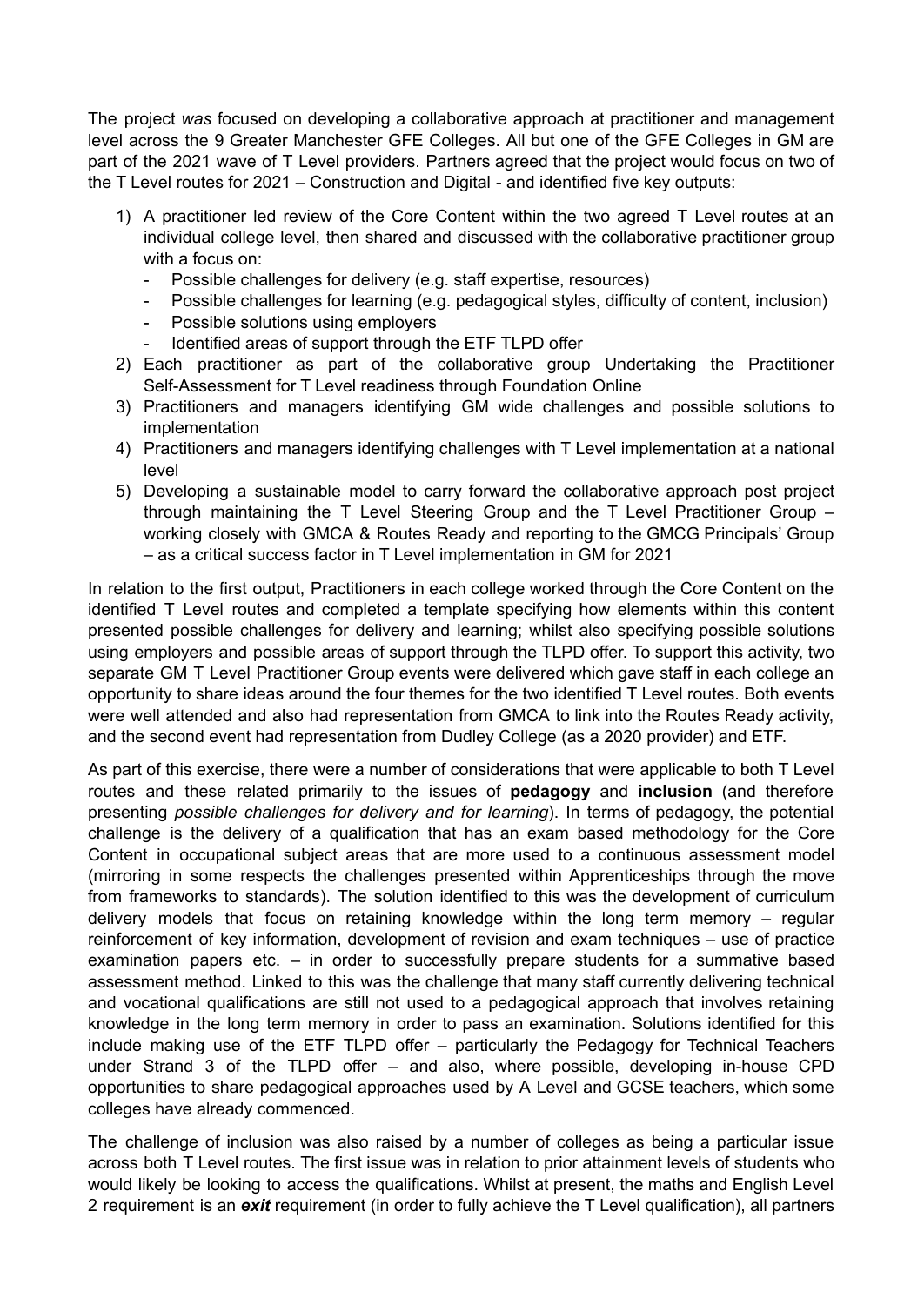The project *was* focused on developing a collaborative approach at practitioner and management level across the 9 Greater Manchester GFE Colleges. All but one of the GFE Colleges in GM are part of the 2021 wave of T Level providers. Partners agreed that the project would focus on two of the T Level routes for 2021 – Construction and Digital - and identified five key outputs:

1) A practitioner led review of the Core Content within the two agreed T Level routes at an individual college level, then shared and discussed with the collaborative practitioner group with a focus on:
   - Possible challenges for delivery (e.g. staff expertise, resources)
   - Possible challenges for learning (e.g. pedagogical styles, difficulty of content, inclusion)
   - Possible solutions using employers
   - Identified areas of support through the ETF TLPD offer
2) Each practitioner as part of the collaborative group Undertaking the Practitioner Self-Assessment for T Level readiness through Foundation Online
3) Practitioners and managers identifying GM wide challenges and possible solutions to implementation
4) Practitioners and managers identifying challenges with T Level implementation at a national level
5) Developing a sustainable model to carry forward the collaborative approach post project through maintaining the T Level Steering Group and the T Level Practitioner Group – working closely with GMCA & Routes Ready and reporting to the GMCG Principals' Group – as a critical success factor in T Level implementation in GM for 2021

In relation to the first output, Practitioners in each college worked through the Core Content on the identified T Level routes and completed a template specifying how elements within this content presented possible challenges for delivery and learning; whilst also specifying possible solutions using employers and possible areas of support through the TLPD offer. To support this activity, two separate GM T Level Practitioner Group events were delivered which gave staff in each college an opportunity to share ideas around the four themes for the two identified T Level routes. Both events were well attended and also had representation from GMCA to link into the Routes Ready activity, and the second event had representation from Dudley College (as a 2020 provider) and ETF.

As part of this exercise, there were a number of considerations that were applicable to both T Level routes and these related primarily to the issues of **pedagogy** and **inclusion** (and therefore presenting *possible challenges for delivery and for learning*). In terms of pedagogy, the potential challenge is the delivery of a qualification that has an exam based methodology for the Core Content in occupational subject areas that are more used to a continuous assessment model (mirroring in some respects the challenges presented within Apprenticeships through the move from frameworks to standards). The solution identified to this was the development of curriculum delivery models that focus on retaining knowledge within the long term memory – regular reinforcement of key information, development of revision and exam techniques – use of practice examination papers etc. – in order to successfully prepare students for a summative based assessment method. Linked to this was the challenge that many staff currently delivering technical and vocational qualifications are still not used to a pedagogical approach that involves retaining knowledge in the long term memory in order to pass an examination. Solutions identified for this include making use of the ETF TLPD offer – particularly the Pedagogy for Technical Teachers under Strand 3 of the TLPD offer – and also, where possible, developing in-house CPD opportunities to share pedagogical approaches used by A Level and GCSE teachers, which some colleges have already commenced.

The challenge of inclusion was also raised by a number of colleges as being a particular issue across both T Level routes. The first issue was in relation to prior attainment levels of students who would likely be looking to access the qualifications. Whilst at present, the maths and English Level 2 requirement is an ***exit*** requirement (in order to fully achieve the T Level qualification), all partners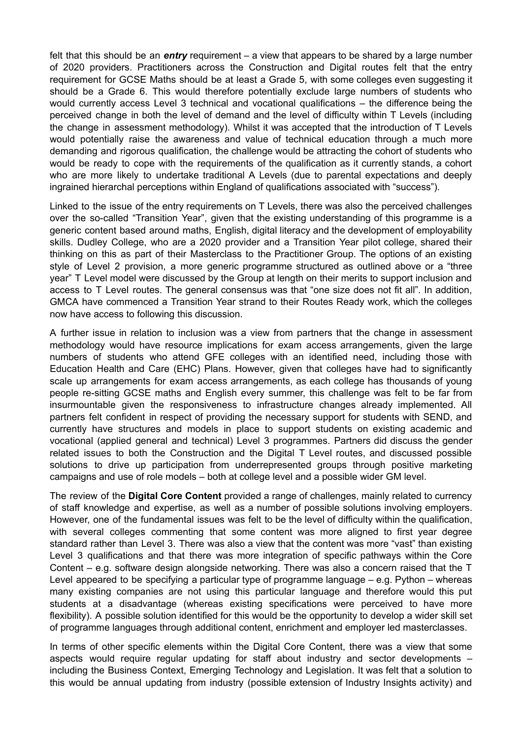felt that this should be an ***entry*** requirement – a view that appears to be shared by a large number of 2020 providers. Practitioners across the Construction and Digital routes felt that the entry requirement for GCSE Maths should be at least a Grade 5, with some colleges even suggesting it should be a Grade 6. This would therefore potentially exclude large numbers of students who would currently access Level 3 technical and vocational qualifications – the difference being the perceived change in both the level of demand and the level of difficulty within T Levels (including the change in assessment methodology). Whilst it was accepted that the introduction of T Levels would potentially raise the awareness and value of technical education through a much more demanding and rigorous qualification, the challenge would be attracting the cohort of students who would be ready to cope with the requirements of the qualification as it currently stands, a cohort who are more likely to undertake traditional A Levels (due to parental expectations and deeply ingrained hierarchal perceptions within England of qualifications associated with "success").

Linked to the issue of the entry requirements on T Levels, there was also the perceived challenges over the so-called "Transition Year", given that the existing understanding of this programme is a generic content based around maths, English, digital literacy and the development of employability skills. Dudley College, who are a 2020 provider and a Transition Year pilot college, shared their thinking on this as part of their Masterclass to the Practitioner Group. The options of an existing style of Level 2 provision, a more generic programme structured as outlined above or a "three year" T Level model were discussed by the Group at length on their merits to support inclusion and access to T Level routes. The general consensus was that "one size does not fit all". In addition, GMCA have commenced a Transition Year strand to their Routes Ready work, which the colleges now have access to following this discussion.

A further issue in relation to inclusion was a view from partners that the change in assessment methodology would have resource implications for exam access arrangements, given the large numbers of students who attend GFE colleges with an identified need, including those with Education Health and Care (EHC) Plans. However, given that colleges have had to significantly scale up arrangements for exam access arrangements, as each college has thousands of young people re-sitting GCSE maths and English every summer, this challenge was felt to be far from insurmountable given the responsiveness to infrastructure changes already implemented. All partners felt confident in respect of providing the necessary support for students with SEND, and currently have structures and models in place to support students on existing academic and vocational (applied general and technical) Level 3 programmes. Partners did discuss the gender related issues to both the Construction and the Digital T Level routes, and discussed possible solutions to drive up participation from underrepresented groups through positive marketing campaigns and use of role models – both at college level and a possible wider GM level.

The review of the **Digital Core Content** provided a range of challenges, mainly related to currency of staff knowledge and expertise, as well as a number of possible solutions involving employers. However, one of the fundamental issues was felt to be the level of difficulty within the qualification, with several colleges commenting that some content was more aligned to first year degree standard rather than Level 3. There was also a view that the content was more "vast" than existing Level 3 qualifications and that there was more integration of specific pathways within the Core Content – e.g. software design alongside networking. There was also a concern raised that the T Level appeared to be specifying a particular type of programme language – e.g. Python – whereas many existing companies are not using this particular language and therefore would this put students at a disadvantage (whereas existing specifications were perceived to have more flexibility). A possible solution identified for this would be the opportunity to develop a wider skill set of programme languages through additional content, enrichment and employer led masterclasses.

In terms of other specific elements within the Digital Core Content, there was a view that some aspects would require regular updating for staff about industry and sector developments – including the Business Context, Emerging Technology and Legislation. It was felt that a solution to this would be annual updating from industry (possible extension of Industry Insights activity) and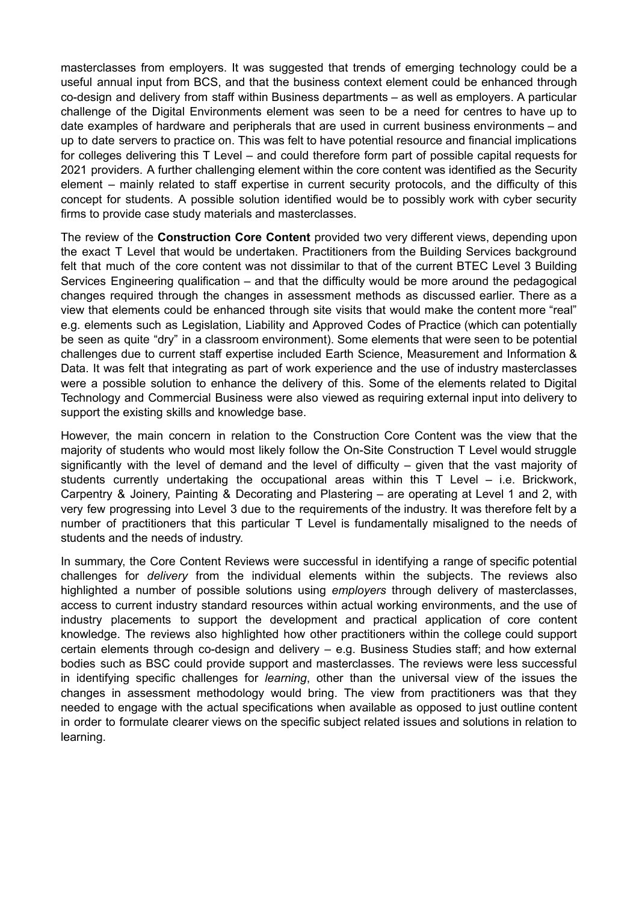masterclasses from employers. It was suggested that trends of emerging technology could be a useful annual input from BCS, and that the business context element could be enhanced through co-design and delivery from staff within Business departments – as well as employers. A particular challenge of the Digital Environments element was seen to be a need for centres to have up to date examples of hardware and peripherals that are used in current business environments – and up to date servers to practice on. This was felt to have potential resource and financial implications for colleges delivering this T Level – and could therefore form part of possible capital requests for 2021 providers. A further challenging element within the core content was identified as the Security element – mainly related to staff expertise in current security protocols, and the difficulty of this concept for students. A possible solution identified would be to possibly work with cyber security firms to provide case study materials and masterclasses.

The review of the **Construction Core Content** provided two very different views, depending upon the exact T Level that would be undertaken. Practitioners from the Building Services background felt that much of the core content was not dissimilar to that of the current BTEC Level 3 Building Services Engineering qualification – and that the difficulty would be more around the pedagogical changes required through the changes in assessment methods as discussed earlier. There as a view that elements could be enhanced through site visits that would make the content more "real" e.g. elements such as Legislation, Liability and Approved Codes of Practice (which can potentially be seen as quite "dry" in a classroom environment). Some elements that were seen to be potential challenges due to current staff expertise included Earth Science, Measurement and Information & Data. It was felt that integrating as part of work experience and the use of industry masterclasses were a possible solution to enhance the delivery of this. Some of the elements related to Digital Technology and Commercial Business were also viewed as requiring external input into delivery to support the existing skills and knowledge base.

However, the main concern in relation to the Construction Core Content was the view that the majority of students who would most likely follow the On-Site Construction T Level would struggle significantly with the level of demand and the level of difficulty – given that the vast majority of students currently undertaking the occupational areas within this T Level – i.e. Brickwork, Carpentry & Joinery, Painting & Decorating and Plastering – are operating at Level 1 and 2, with very few progressing into Level 3 due to the requirements of the industry. It was therefore felt by a number of practitioners that this particular T Level is fundamentally misaligned to the needs of students and the needs of industry.

In summary, the Core Content Reviews were successful in identifying a range of specific potential challenges for *delivery* from the individual elements within the subjects. The reviews also highlighted a number of possible solutions using *employers* through delivery of masterclasses, access to current industry standard resources within actual working environments, and the use of industry placements to support the development and practical application of core content knowledge. The reviews also highlighted how other practitioners within the college could support certain elements through co-design and delivery – e.g. Business Studies staff; and how external bodies such as BSC could provide support and masterclasses. The reviews were less successful in identifying specific challenges for *learning*, other than the universal view of the issues the changes in assessment methodology would bring. The view from practitioners was that they needed to engage with the actual specifications when available as opposed to just outline content in order to formulate clearer views on the specific subject related issues and solutions in relation to learning.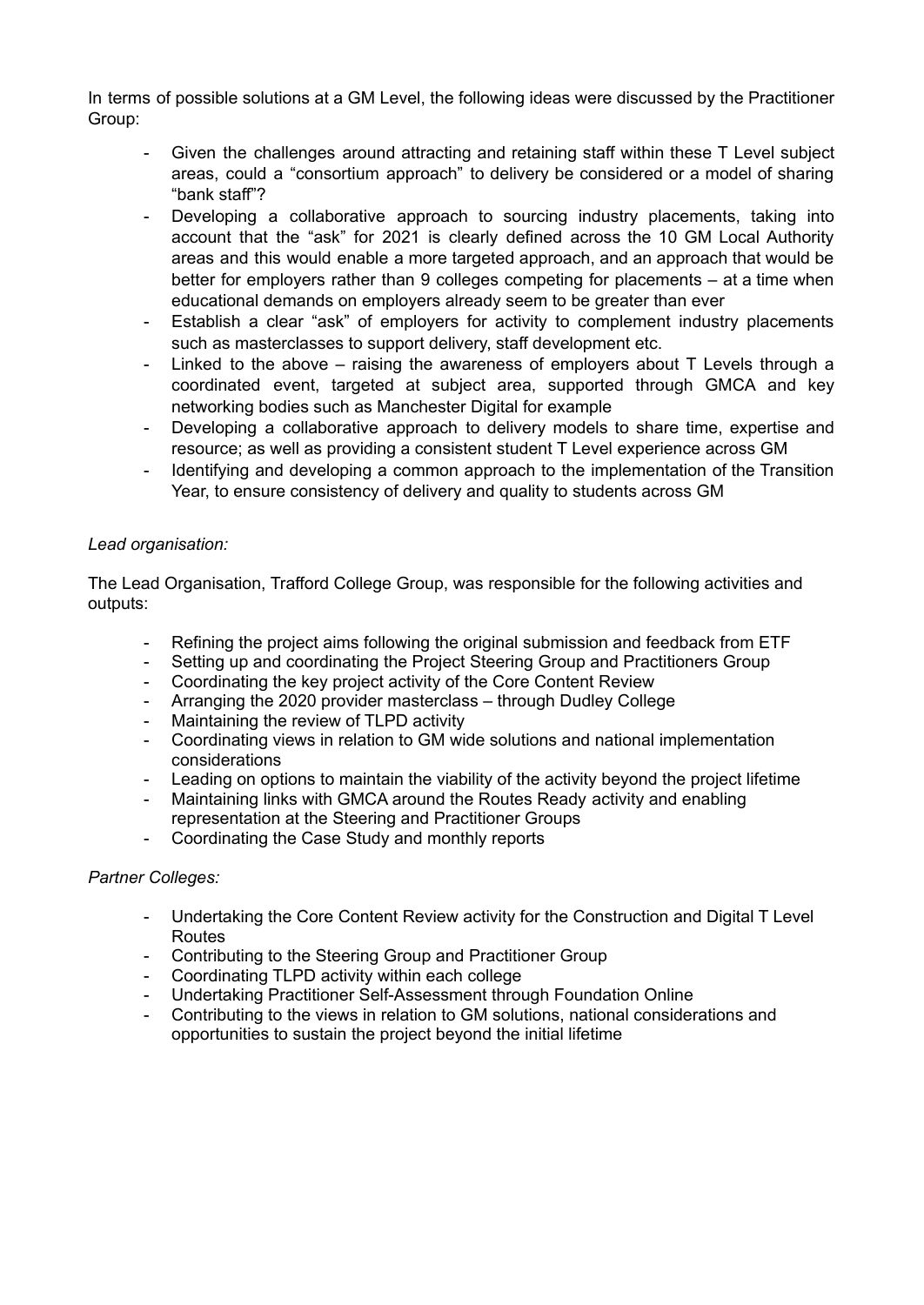In terms of possible solutions at a GM Level, the following ideas were discussed by the Practitioner Group:

- Given the challenges around attracting and retaining staff within these T Level subject areas, could a "consortium approach" to delivery be considered or a model of sharing "bank staff"?
- Developing a collaborative approach to sourcing industry placements, taking into account that the "ask" for 2021 is clearly defined across the 10 GM Local Authority areas and this would enable a more targeted approach, and an approach that would be better for employers rather than 9 colleges competing for placements – at a time when educational demands on employers already seem to be greater than ever
- Establish a clear "ask" of employers for activity to complement industry placements such as masterclasses to support delivery, staff development etc.
- Linked to the above – raising the awareness of employers about T Levels through a coordinated event, targeted at subject area, supported through GMCA and key networking bodies such as Manchester Digital for example
- Developing a collaborative approach to delivery models to share time, expertise and resource; as well as providing a consistent student T Level experience across GM
- Identifying and developing a common approach to the implementation of the Transition Year, to ensure consistency of delivery and quality to students across GM

*Lead organisation:*

The Lead Organisation, Trafford College Group, was responsible for the following activities and outputs:

- Refining the project aims following the original submission and feedback from ETF
- Setting up and coordinating the Project Steering Group and Practitioners Group
- Coordinating the key project activity of the Core Content Review
- Arranging the 2020 provider masterclass – through Dudley College
- Maintaining the review of TLPD activity
- Coordinating views in relation to GM wide solutions and national implementation considerations
- Leading on options to maintain the viability of the activity beyond the project lifetime
- Maintaining links with GMCA around the Routes Ready activity and enabling representation at the Steering and Practitioner Groups
- Coordinating the Case Study and monthly reports

*Partner Colleges:*

- Undertaking the Core Content Review activity for the Construction and Digital T Level Routes
- Contributing to the Steering Group and Practitioner Group
- Coordinating TLPD activity within each college
- Undertaking Practitioner Self-Assessment through Foundation Online
- Contributing to the views in relation to GM solutions, national considerations and opportunities to sustain the project beyond the initial lifetime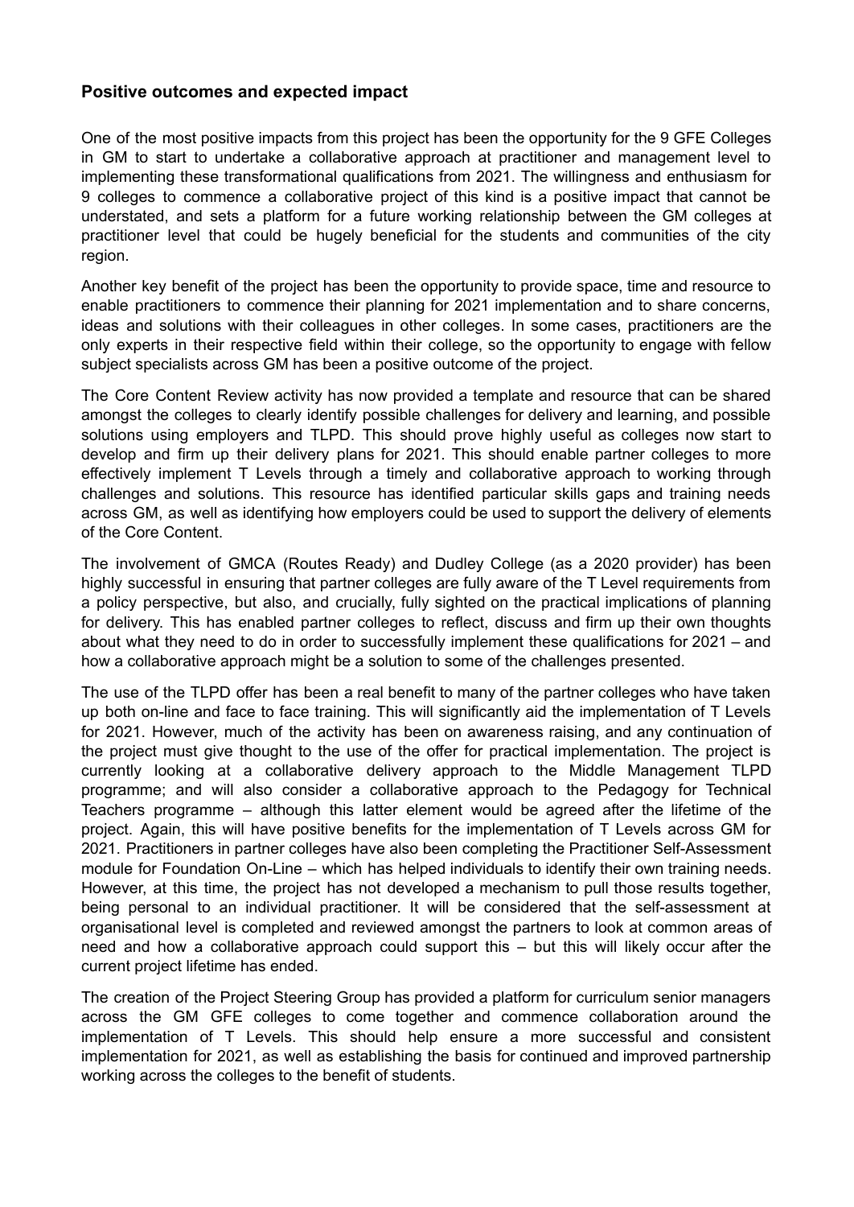## Positive outcomes and expected impact

One of the most positive impacts from this project has been the opportunity for the 9 GFE Colleges in GM to start to undertake a collaborative approach at practitioner and management level to implementing these transformational qualifications from 2021. The willingness and enthusiasm for 9 colleges to commence a collaborative project of this kind is a positive impact that cannot be understated, and sets a platform for a future working relationship between the GM colleges at practitioner level that could be hugely beneficial for the students and communities of the city region.

Another key benefit of the project has been the opportunity to provide space, time and resource to enable practitioners to commence their planning for 2021 implementation and to share concerns, ideas and solutions with their colleagues in other colleges. In some cases, practitioners are the only experts in their respective field within their college, so the opportunity to engage with fellow subject specialists across GM has been a positive outcome of the project.

The Core Content Review activity has now provided a template and resource that can be shared amongst the colleges to clearly identify possible challenges for delivery and learning, and possible solutions using employers and TLPD. This should prove highly useful as colleges now start to develop and firm up their delivery plans for 2021. This should enable partner colleges to more effectively implement T Levels through a timely and collaborative approach to working through challenges and solutions. This resource has identified particular skills gaps and training needs across GM, as well as identifying how employers could be used to support the delivery of elements of the Core Content.

The involvement of GMCA (Routes Ready) and Dudley College (as a 2020 provider) has been highly successful in ensuring that partner colleges are fully aware of the T Level requirements from a policy perspective, but also, and crucially, fully sighted on the practical implications of planning for delivery. This has enabled partner colleges to reflect, discuss and firm up their own thoughts about what they need to do in order to successfully implement these qualifications for 2021 – and how a collaborative approach might be a solution to some of the challenges presented.

The use of the TLPD offer has been a real benefit to many of the partner colleges who have taken up both on-line and face to face training. This will significantly aid the implementation of T Levels for 2021. However, much of the activity has been on awareness raising, and any continuation of the project must give thought to the use of the offer for practical implementation. The project is currently looking at a collaborative delivery approach to the Middle Management TLPD programme; and will also consider a collaborative approach to the Pedagogy for Technical Teachers programme – although this latter element would be agreed after the lifetime of the project. Again, this will have positive benefits for the implementation of T Levels across GM for 2021. Practitioners in partner colleges have also been completing the Practitioner Self-Assessment module for Foundation On-Line – which has helped individuals to identify their own training needs. However, at this time, the project has not developed a mechanism to pull those results together, being personal to an individual practitioner. It will be considered that the self-assessment at organisational level is completed and reviewed amongst the partners to look at common areas of need and how a collaborative approach could support this – but this will likely occur after the current project lifetime has ended.

The creation of the Project Steering Group has provided a platform for curriculum senior managers across the GM GFE colleges to come together and commence collaboration around the implementation of T Levels. This should help ensure a more successful and consistent implementation for 2021, as well as establishing the basis for continued and improved partnership working across the colleges to the benefit of students.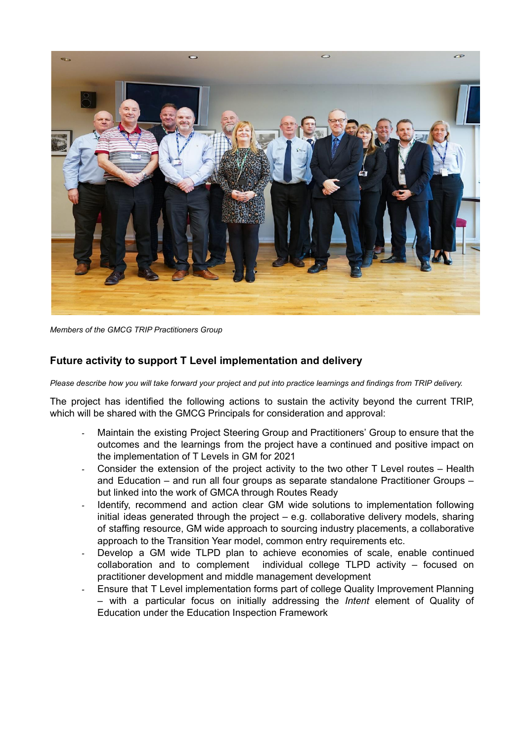*Members of the GMCG TRIP Practitioners Group*

## Future activity to support T Level implementation and delivery

*Please describe how you will take forward your project and put into practice learnings and findings from TRIP delivery.*

The project has identified the following actions to sustain the activity beyond the current TRIP, which will be shared with the GMCG Principals for consideration and approval:

- Maintain the existing Project Steering Group and Practitioners' Group to ensure that the outcomes and the learnings from the project have a continued and positive impact on the implementation of T Levels in GM for 2021
- Consider the extension of the project activity to the two other T Level routes – Health and Education – and run all four groups as separate standalone Practitioner Groups – but linked into the work of GMCA through Routes Ready
- Identify, recommend and action clear GM wide solutions to implementation following initial ideas generated through the project – e.g. collaborative delivery models, sharing of staffing resource, GM wide approach to sourcing industry placements, a collaborative approach to the Transition Year model, common entry requirements etc.
- Develop a GM wide TLPD plan to achieve economies of scale, enable continued collaboration and to complement individual college TLPD activity – focused on practitioner development and middle management development
- Ensure that T Level implementation forms part of college Quality Improvement Planning – with a particular focus on initially addressing the *Intent* element of Quality of Education under the Education Inspection Framework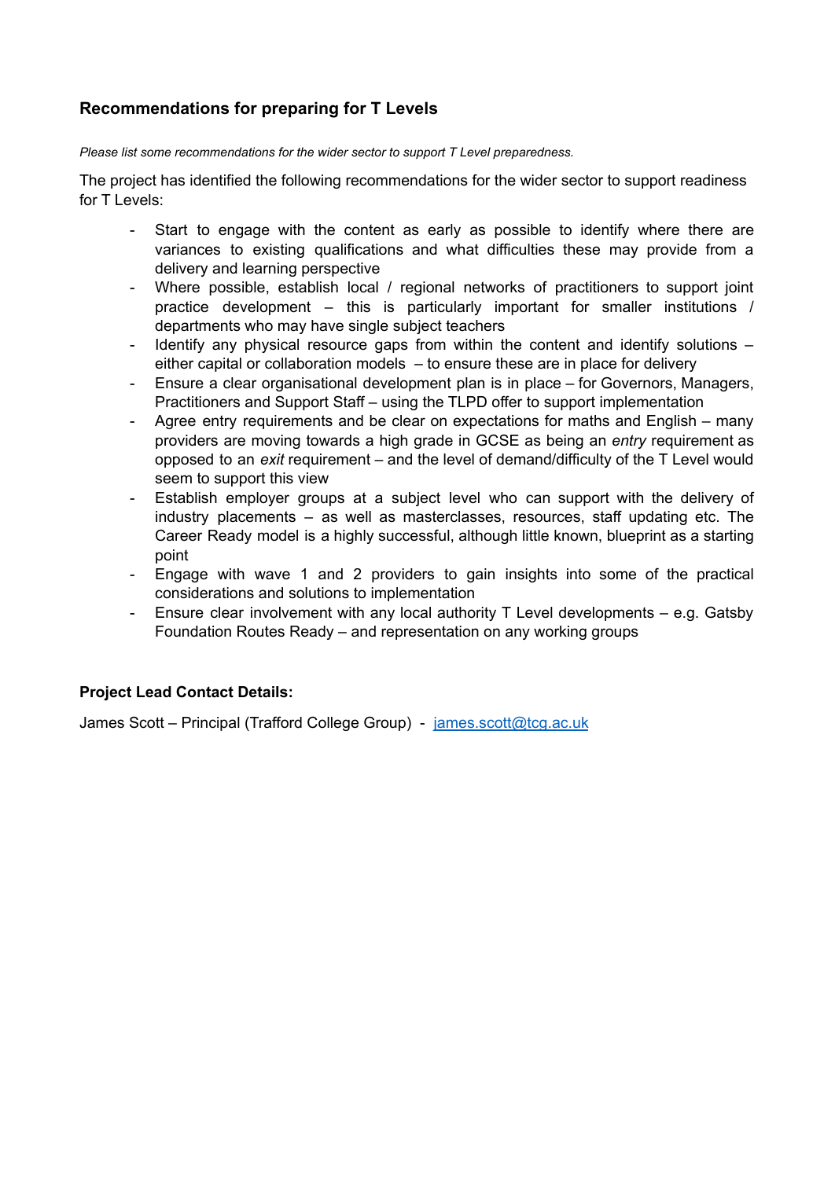### Recommendations for preparing for T Levels

*Please list some recommendations for the wider sector to support T Level preparedness.*

The project has identified the following recommendations for the wider sector to support readiness for T Levels:

- Start to engage with the content as early as possible to identify where there are variances to existing qualifications and what difficulties these may provide from a delivery and learning perspective
- Where possible, establish local / regional networks of practitioners to support joint practice development – this is particularly important for smaller institutions / departments who may have single subject teachers
- Identify any physical resource gaps from within the content and identify solutions – either capital or collaboration models – to ensure these are in place for delivery
- Ensure a clear organisational development plan is in place – for Governors, Managers, Practitioners and Support Staff – using the TLPD offer to support implementation
- Agree entry requirements and be clear on expectations for maths and English – many providers are moving towards a high grade in GCSE as being an *entry* requirement as opposed to an *exit* requirement – and the level of demand/difficulty of the T Level would seem to support this view
- Establish employer groups at a subject level who can support with the delivery of industry placements – as well as masterclasses, resources, staff updating etc. The Career Ready model is a highly successful, although little known, blueprint as a starting point
- Engage with wave 1 and 2 providers to gain insights into some of the practical considerations and solutions to implementation
- Ensure clear involvement with any local authority T Level developments – e.g. Gatsby Foundation Routes Ready – and representation on any working groups

**Project Lead Contact Details:**

James Scott – Principal (Trafford College Group) - [james.scott@tcg.ac.uk](mailto:james.scott@tcg.ac.uk)